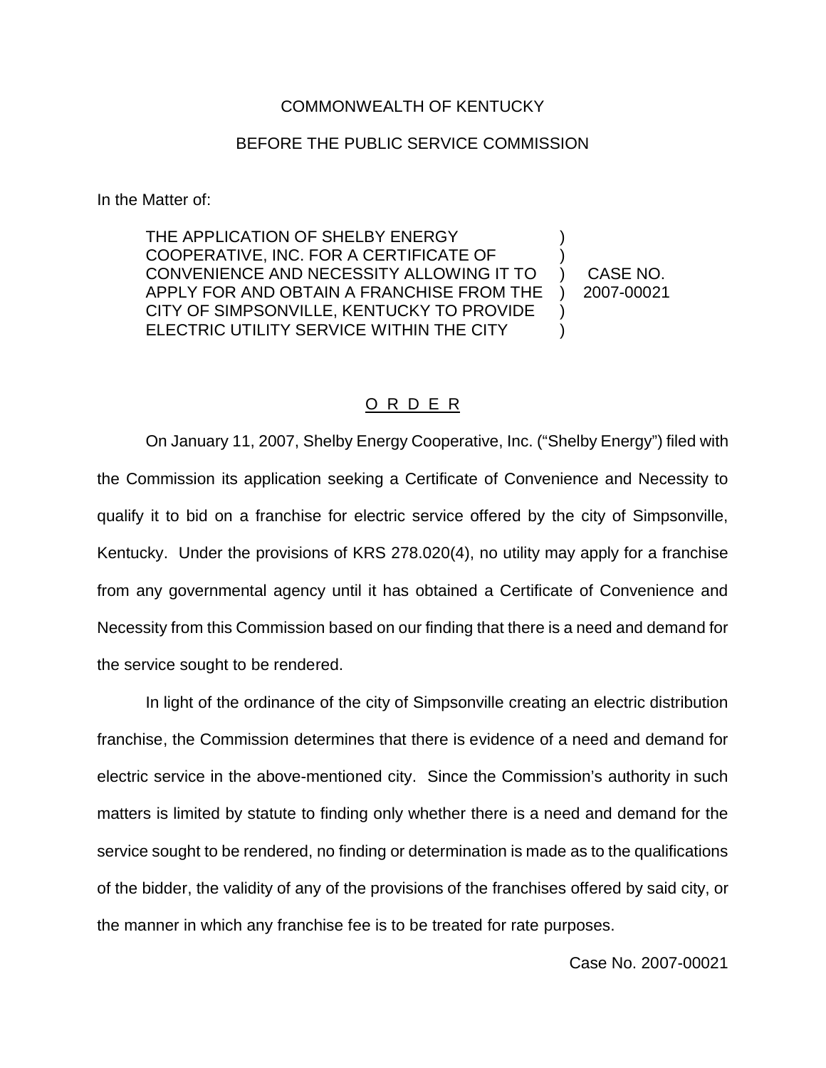COMMONWEALTH OF KENTUCKY

BEFORE THE PUBLIC SERVICE COMMISSION

In the Matter of:

| | | |
|---|---|---|
| THE APPLICATION OF SHELBY ENERGY COOPERATIVE, INC. FOR A CERTIFICATE OF CONVENIENCE AND NECESSITY ALLOWING IT TO APPLY FOR AND OBTAIN A FRANCHISE FROM THE CITY OF SIMPSONVILLE, KENTUCKY TO PROVIDE ELECTRIC UTILITY SERVICE WITHIN THE CITY | ) ) ) ) ) ) | CASE NO. 2007-00021 |

O R D E R

On January 11, 2007, Shelby Energy Cooperative, Inc. ("Shelby Energy") filed with the Commission its application seeking a Certificate of Convenience and Necessity to qualify it to bid on a franchise for electric service offered by the city of Simpsonville, Kentucky. Under the provisions of KRS 278.020(4), no utility may apply for a franchise from any governmental agency until it has obtained a Certificate of Convenience and Necessity from this Commission based on our finding that there is a need and demand for the service sought to be rendered.

In light of the ordinance of the city of Simpsonville creating an electric distribution franchise, the Commission determines that there is evidence of a need and demand for electric service in the above-mentioned city. Since the Commission's authority in such matters is limited by statute to finding only whether there is a need and demand for the service sought to be rendered, no finding or determination is made as to the qualifications of the bidder, the validity of any of the provisions of the franchises offered by said city, or the manner in which any franchise fee is to be treated for rate purposes.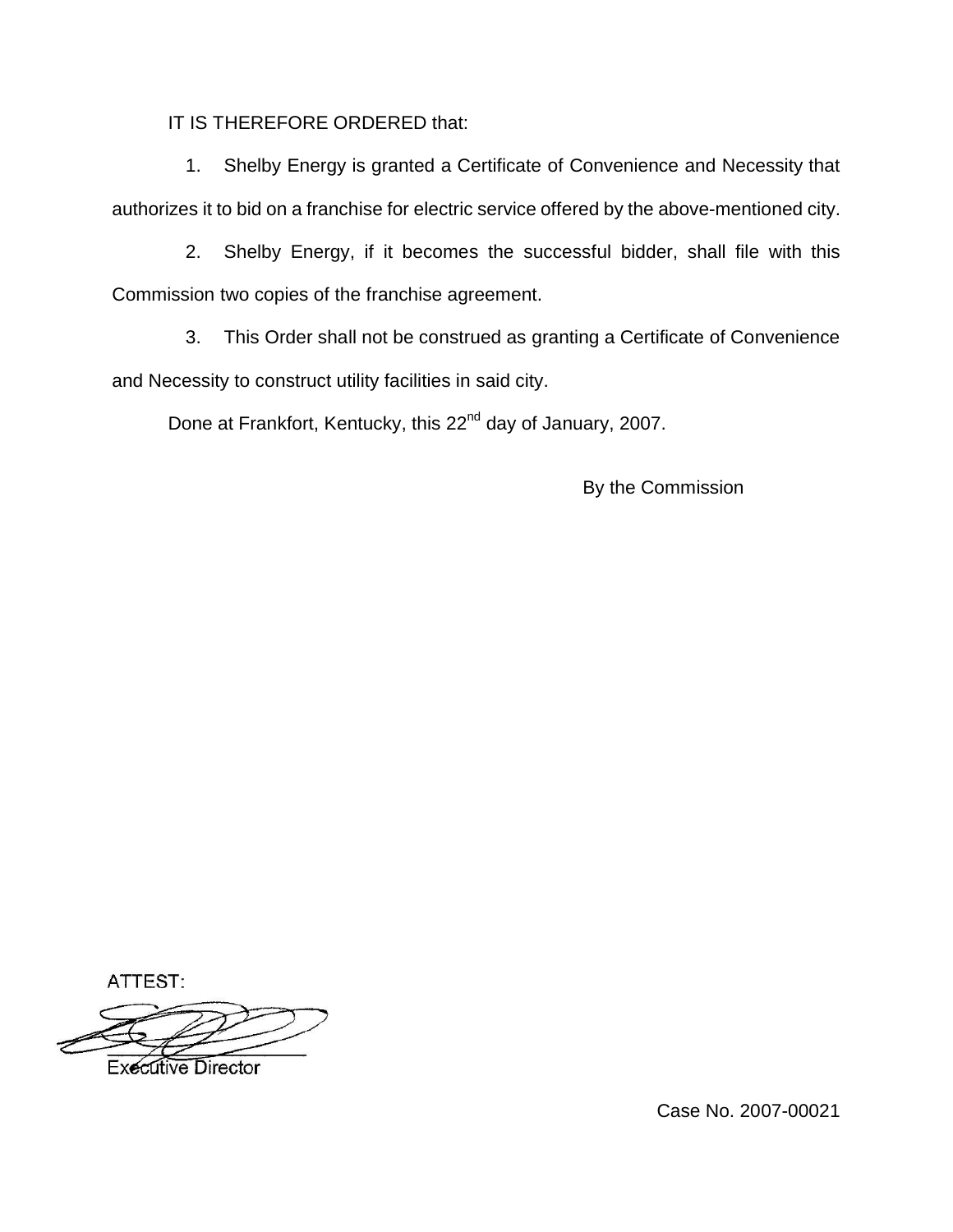IT IS THEREFORE ORDERED that:

1. Shelby Energy is granted a Certificate of Convenience and Necessity that authorizes it to bid on a franchise for electric service offered by the above-mentioned city.

2. Shelby Energy, if it becomes the successful bidder, shall file with this Commission two copies of the franchise agreement.

3. This Order shall not be construed as granting a Certificate of Convenience and Necessity to construct utility facilities in said city.

Done at Frankfort, Kentucky, this 22nd day of January, 2007.

By the Commission

ATTEST:

Executive Director

Case No. 2007-00021